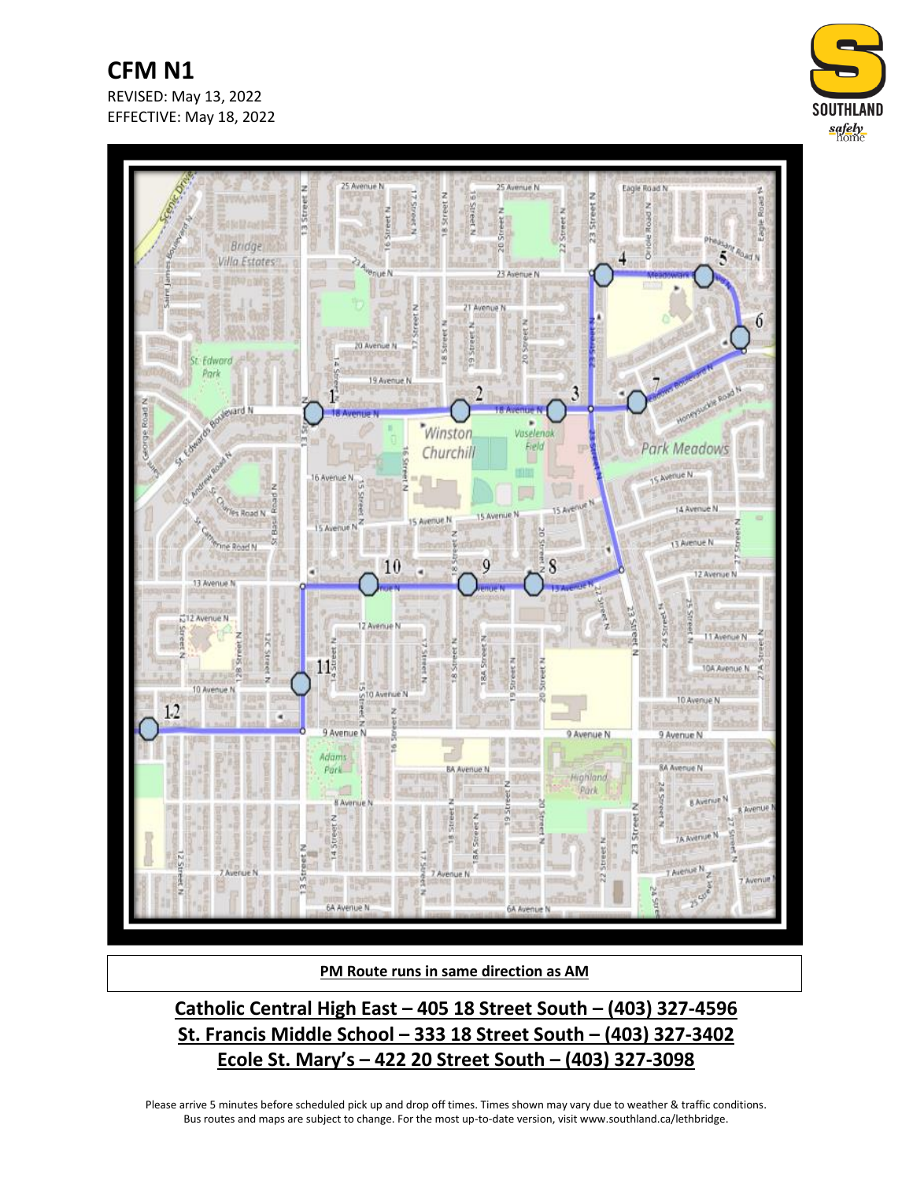# CFM N1

REVISED: May 13, 2022
EFFECTIVE: May 18, 2022

**PM Route runs in same direction as AM**

**Catholic Central High East – 405 18 Street South – (403) 327-4596**
**St. Francis Middle School – 333 18 Street South – (403) 327-3402**
**Ecole St. Mary's – 422 20 Street South – (403) 327-3098**

Please arrive 5 minutes before scheduled pick up and drop off times. Times shown may vary due to weather & traffic conditions. Bus routes and maps are subject to change. For the most up-to-date version, visit www.southland.ca/lethbridge.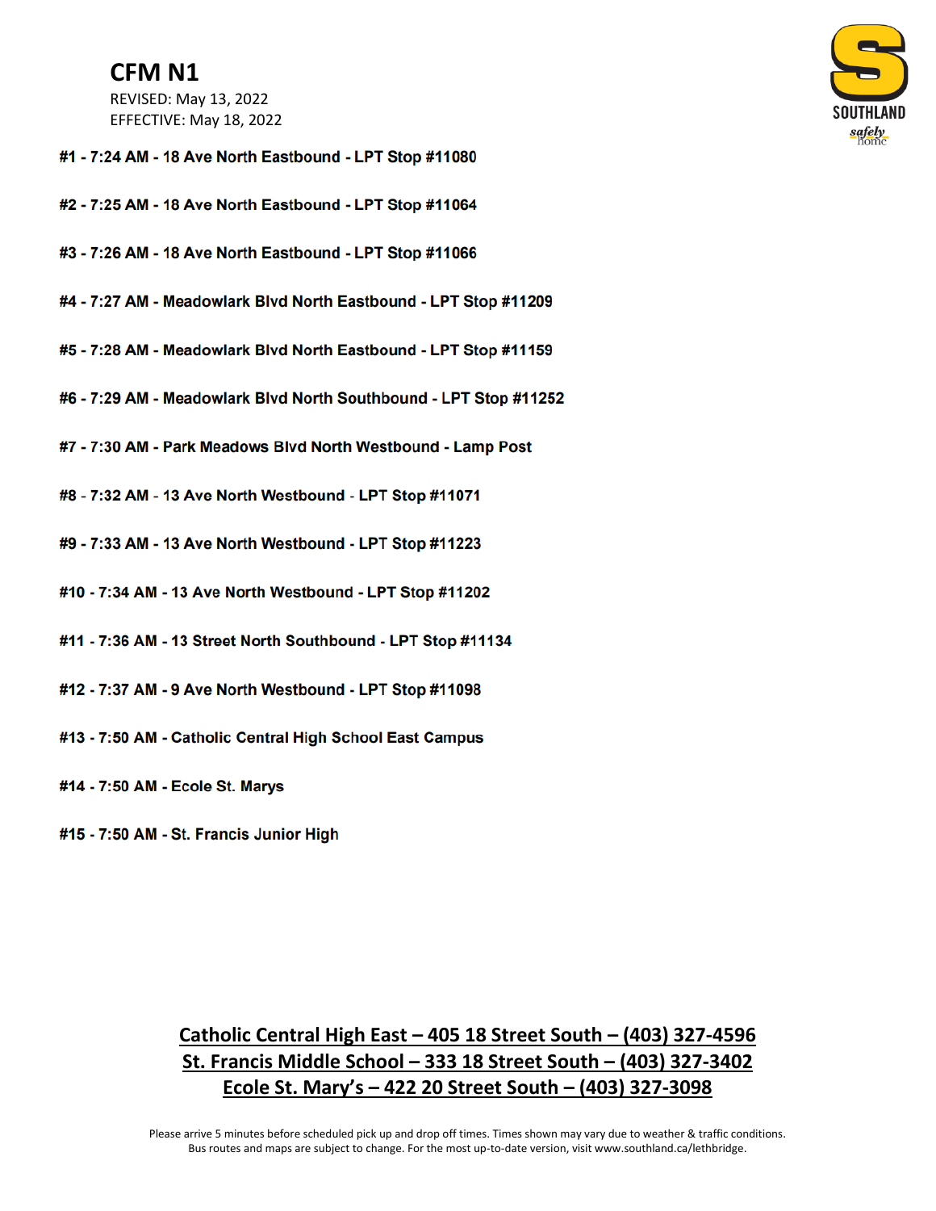# CFM N1

REVISED: May 13, 2022
EFFECTIVE: May 18, 2022

SOUTHLAND
safely home

**#1 - 7:24 AM - 18 Ave North Eastbound - LPT Stop #11080**

**#2 - 7:25 AM - 18 Ave North Eastbound - LPT Stop #11064**

**#3 - 7:26 AM - 18 Ave North Eastbound - LPT Stop #11066**

**#4 - 7:27 AM - Meadowlark Blvd North Eastbound - LPT Stop #11209**

**#5 - 7:28 AM - Meadowlark Blvd North Eastbound - LPT Stop #11159**

**#6 - 7:29 AM - Meadowlark Blvd North Southbound - LPT Stop #11252**

**#7 - 7:30 AM - Park Meadows Blvd North Westbound - Lamp Post**

**#8 - 7:32 AM - 13 Ave North Westbound - LPT Stop #11071**

**#9 - 7:33 AM - 13 Ave North Westbound - LPT Stop #11223**

**#10 - 7:34 AM - 13 Ave North Westbound - LPT Stop #11202**

**#11 - 7:36 AM - 13 Street North Southbound - LPT Stop #11134**

**#12 - 7:37 AM - 9 Ave North Westbound - LPT Stop #11098**

**#13 - 7:50 AM - Catholic Central High School East Campus**

**#14 - 7:50 AM - Ecole St. Marys**

**#15 - 7:50 AM - St. Francis Junior High**

**Catholic Central High East – 405 18 Street South – (403) 327-4596**
**St. Francis Middle School – 333 18 Street South – (403) 327-3402**
**Ecole St. Mary's – 422 20 Street South – (403) 327-3098**

Please arrive 5 minutes before scheduled pick up and drop off times. Times shown may vary due to weather & traffic conditions. Bus routes and maps are subject to change. For the most up-to-date version, visit www.southland.ca/lethbridge.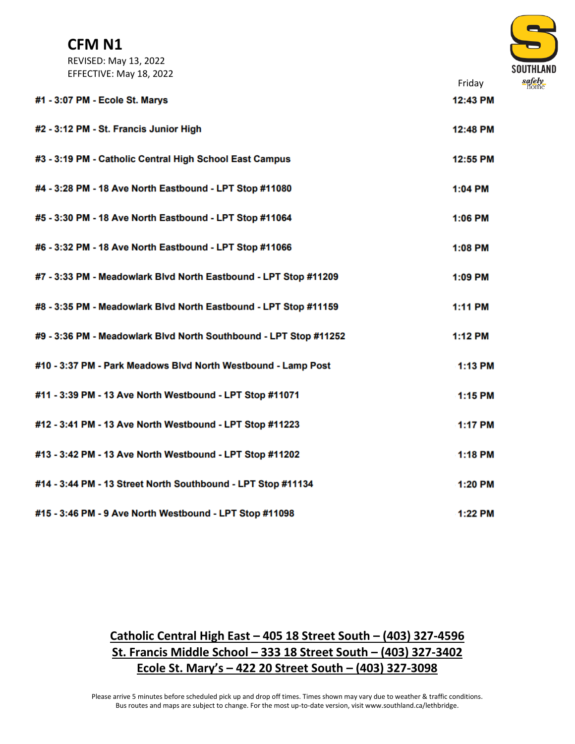# CFM N1

REVISED: May 13, 2022
EFFECTIVE: May 18, 2022

| | Friday |
|---|---|
| **#1 - 3:07 PM - Ecole St. Marys** | **12:43 PM** |
| **#2 - 3:12 PM - St. Francis Junior High** | **12:48 PM** |
| **#3 - 3:19 PM - Catholic Central High School East Campus** | **12:55 PM** |
| **#4 - 3:28 PM - 18 Ave North Eastbound - LPT Stop #11080** | **1:04 PM** |
| **#5 - 3:30 PM - 18 Ave North Eastbound - LPT Stop #11064** | **1:06 PM** |
| **#6 - 3:32 PM - 18 Ave North Eastbound - LPT Stop #11066** | **1:08 PM** |
| **#7 - 3:33 PM - Meadowlark Blvd North Eastbound - LPT Stop #11209** | **1:09 PM** |
| **#8 - 3:35 PM - Meadowlark Blvd North Eastbound - LPT Stop #11159** | **1:11 PM** |
| **#9 - 3:36 PM - Meadowlark Blvd North Southbound - LPT Stop #11252** | **1:12 PM** |
| **#10 - 3:37 PM - Park Meadows Blvd North Westbound - Lamp Post** | **1:13 PM** |
| **#11 - 3:39 PM - 13 Ave North Westbound - LPT Stop #11071** | **1:15 PM** |
| **#12 - 3:41 PM - 13 Ave North Westbound - LPT Stop #11223** | **1:17 PM** |
| **#13 - 3:42 PM - 13 Ave North Westbound - LPT Stop #11202** | **1:18 PM** |
| **#14 - 3:44 PM - 13 Street North Southbound - LPT Stop #11134** | **1:20 PM** |
| **#15 - 3:46 PM - 9 Ave North Westbound - LPT Stop #11098** | **1:22 PM** |

**Catholic Central High East – 405 18 Street South – (403) 327-4596**
**St. Francis Middle School – 333 18 Street South – (403) 327-3402**
**Ecole St. Mary's – 422 20 Street South – (403) 327-3098**

Please arrive 5 minutes before scheduled pick up and drop off times. Times shown may vary due to weather & traffic conditions. Bus routes and maps are subject to change. For the most up-to-date version, visit www.southland.ca/lethbridge.